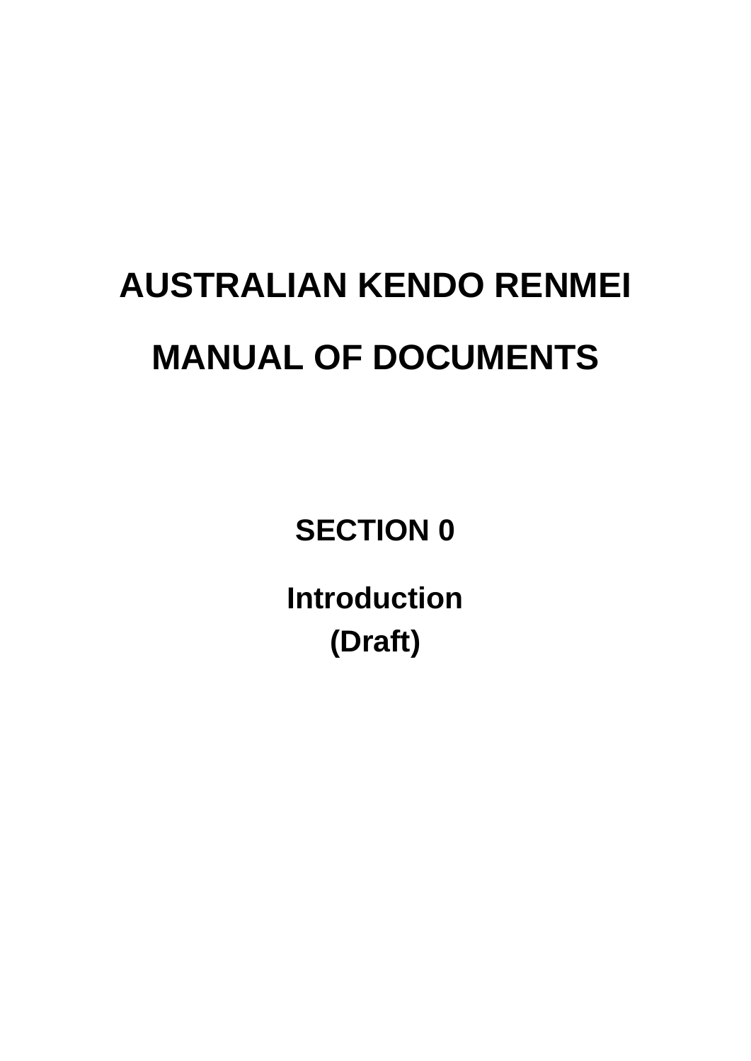# AUSTRALIAN KENDO RENMEI

# MANUAL OF DOCUMENTS

## SECTION 0

### Introduction
### (Draft)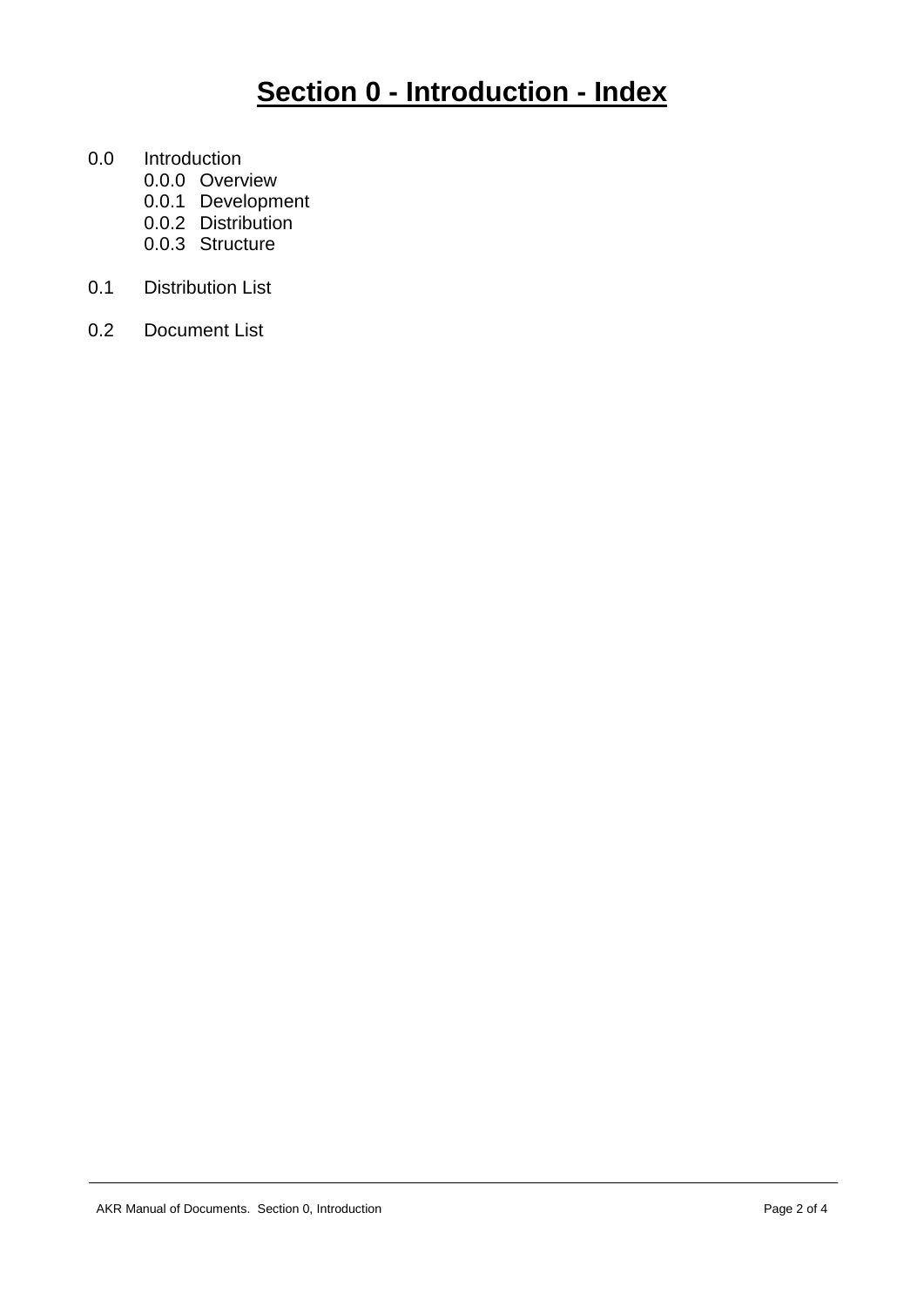# Section 0 - Introduction - Index

0.0 Introduction
- 0.0.0 Overview
- 0.0.1 Development
- 0.0.2 Distribution
- 0.0.3 Structure

0.1 Distribution List

0.2 Document List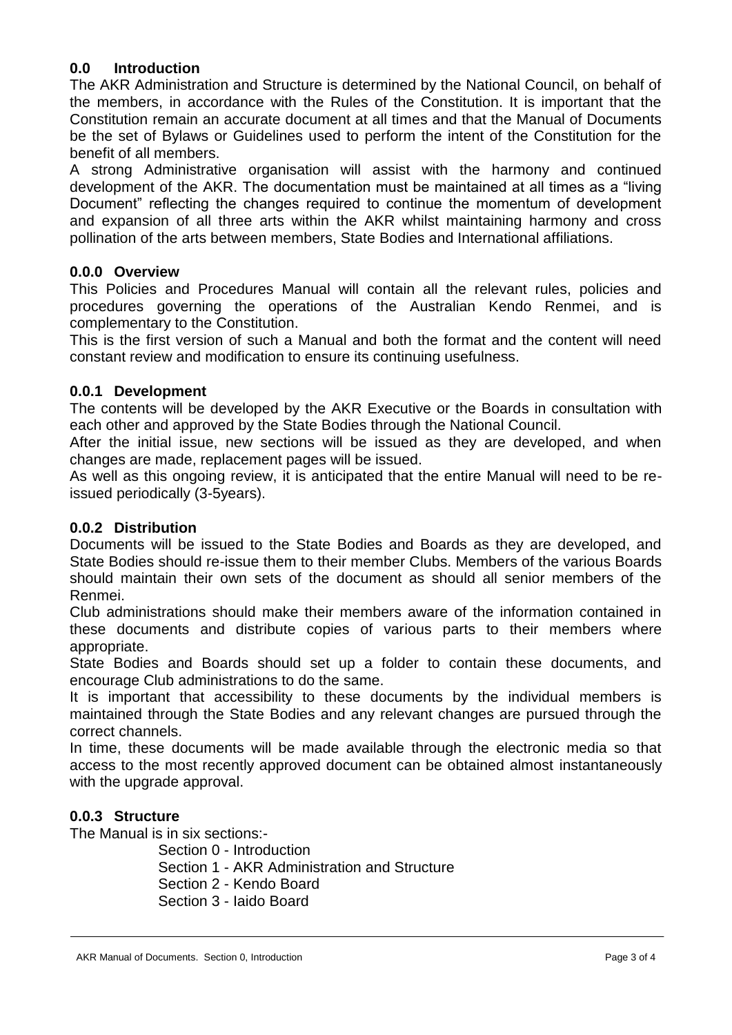## 0.0 Introduction

The AKR Administration and Structure is determined by the National Council, on behalf of the members, in accordance with the Rules of the Constitution. It is important that the Constitution remain an accurate document at all times and that the Manual of Documents be the set of Bylaws or Guidelines used to perform the intent of the Constitution for the benefit of all members.

A strong Administrative organisation will assist with the harmony and continued development of the AKR. The documentation must be maintained at all times as a "living Document" reflecting the changes required to continue the momentum of development and expansion of all three arts within the AKR whilst maintaining harmony and cross pollination of the arts between members, State Bodies and International affiliations.

### 0.0.0 Overview

This Policies and Procedures Manual will contain all the relevant rules, policies and procedures governing the operations of the Australian Kendo Renmei, and is complementary to the Constitution.

This is the first version of such a Manual and both the format and the content will need constant review and modification to ensure its continuing usefulness.

### 0.0.1 Development

The contents will be developed by the AKR Executive or the Boards in consultation with each other and approved by the State Bodies through the National Council.

After the initial issue, new sections will be issued as they are developed, and when changes are made, replacement pages will be issued.

As well as this ongoing review, it is anticipated that the entire Manual will need to be re-issued periodically (3-5years).

### 0.0.2 Distribution

Documents will be issued to the State Bodies and Boards as they are developed, and State Bodies should re-issue them to their member Clubs. Members of the various Boards should maintain their own sets of the document as should all senior members of the Renmei.

Club administrations should make their members aware of the information contained in these documents and distribute copies of various parts to their members where appropriate.

State Bodies and Boards should set up a folder to contain these documents, and encourage Club administrations to do the same.

It is important that accessibility to these documents by the individual members is maintained through the State Bodies and any relevant changes are pursued through the correct channels.

In time, these documents will be made available through the electronic media so that access to the most recently approved document can be obtained almost instantaneously with the upgrade approval.

### 0.0.3 Structure

The Manual is in six sections:-

- Section 0 - Introduction
- Section 1 - AKR Administration and Structure
- Section 2 - Kendo Board
- Section 3 - Iaido Board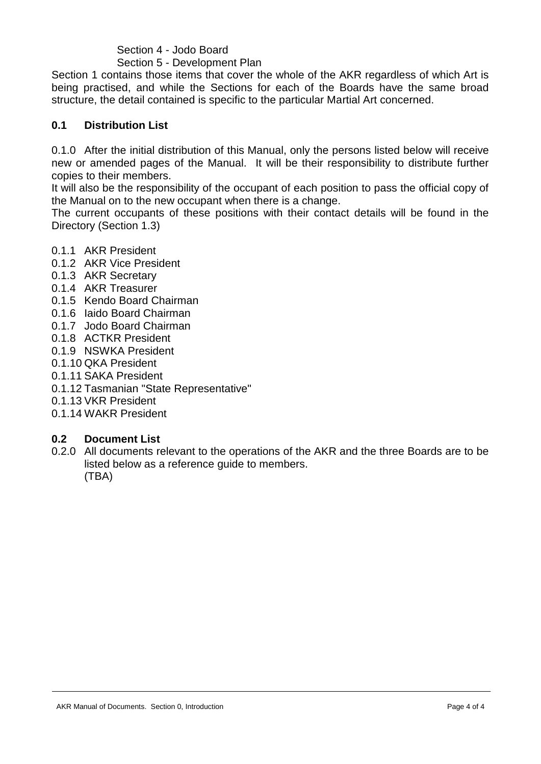Section 4 - Jodo Board

Section 5 - Development Plan

Section 1 contains those items that cover the whole of the AKR regardless of which Art is being practised, and while the Sections for each of the Boards have the same broad structure, the detail contained is specific to the particular Martial Art concerned.

## 0.1 Distribution List

0.1.0 After the initial distribution of this Manual, only the persons listed below will receive new or amended pages of the Manual. It will be their responsibility to distribute further copies to their members.

It will also be the responsibility of the occupant of each position to pass the official copy of the Manual on to the new occupant when there is a change.

The current occupants of these positions with their contact details will be found in the Directory (Section 1.3)

0.1.1 AKR President
0.1.2 AKR Vice President
0.1.3 AKR Secretary
0.1.4 AKR Treasurer
0.1.5 Kendo Board Chairman
0.1.6 Iaido Board Chairman
0.1.7 Jodo Board Chairman
0.1.8 ACTKR President
0.1.9 NSWKA President
0.1.10 QKA President
0.1.11 SAKA President
0.1.12 Tasmanian "State Representative"
0.1.13 VKR President
0.1.14 WAKR President

## 0.2 Document List

0.2.0 All documents relevant to the operations of the AKR and the three Boards are to be listed below as a reference guide to members.
(TBA)